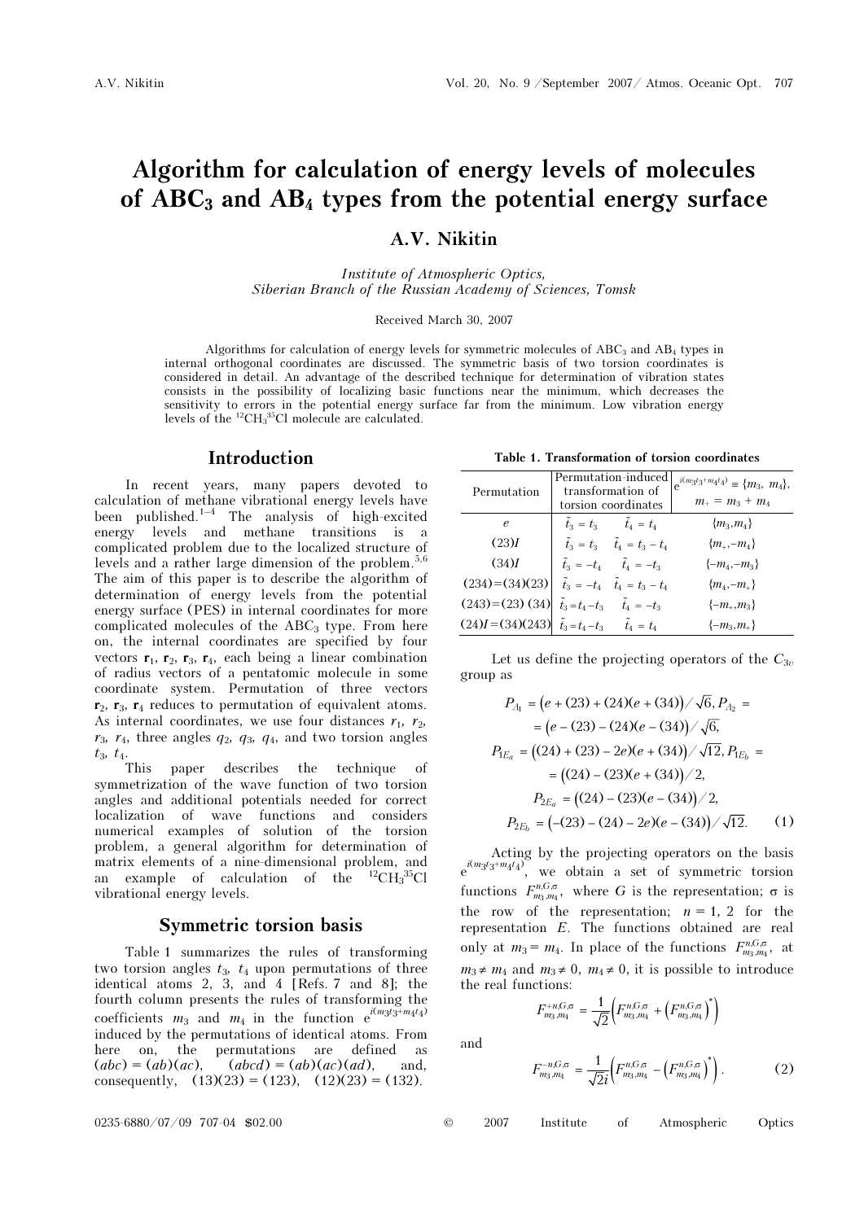# Algorithm for calculation of energy levels of molecules of $ABC_3$ and $AB_4$ types from the potential energy surface

## A.V. Nikitin

*Institute of Atmospheric Optics,*
*Siberian Branch of the Russian Academy of Sciences, Tomsk*

Received March 30, 2007

Algorithms for calculation of energy levels for symmetric molecules of $ABC_3$ and $AB_4$ types in internal orthogonal coordinates are discussed. The symmetric basis of two torsion coordinates is considered in detail. An advantage of the described technique for determination of vibration states consists in the possibility of localizing basic functions near the minimum, which decreases the sensitivity to errors in the potential energy surface far from the minimum. Low vibration energy levels of the $^{12}CH_3{}^{35}Cl$ molecule are calculated.

## Introduction

In recent years, many papers devoted to calculation of methane vibrational energy levels have been published.[1–4] The analysis of high-excited energy levels and methane transitions is a complicated problem due to the localized structure of levels and a rather large dimension of the problem.[5,6] The aim of this paper is to describe the algorithm of determination of energy levels from the potential energy surface (PES) in internal coordinates for more complicated molecules of the $ABC_3$ type. From here on, the internal coordinates are specified by four vectors $\mathbf{r}_1$, $\mathbf{r}_2$, $\mathbf{r}_3$, $\mathbf{r}_4$, each being a linear combination of radius vectors of a pentatomic molecule in some coordinate system. Permutation of three vectors $\mathbf{r}_2$, $\mathbf{r}_3$, $\mathbf{r}_4$ reduces to permutation of equivalent atoms. As internal coordinates, we use four distances $r_1$, $r_2$, $r_3$, $r_4$, three angles $q_2$, $q_3$, $q_4$, and two torsion angles $t_3$, $t_4$.

This paper describes the technique of symmetrization of the wave function of two torsion angles and additional potentials needed for correct localization of wave functions and considers numerical examples of solution of the torsion problem, a general algorithm for determination of matrix elements of a nine-dimensional problem, and an example of calculation of the $^{12}CH_3{}^{35}Cl$ vibrational energy levels.

## Symmetric torsion basis

Table 1 summarizes the rules of transforming two torsion angles $t_3$, $t_4$ upon permutations of three identical atoms 2, 3, and 4 [Refs. 7 and 8]; the fourth column presents the rules of transforming the coefficients $m_3$ and $m_4$ in the function $e^{i(m_3t_3+m_4t_4)}$ induced by the permutations of identical atoms. From here on, the permutations are defined as $(abc) = (ab)(ac)$, $(abcd) = (ab)(ac)(ad)$, and, consequently, $(13)(23) = (123)$, $(12)(23) = (132)$.

**Table 1. Transformation of torsion coordinates**

| Permutation | Permutation-induced transformation of torsion coordinates | | $e^{i(m_3t_3+m_4t_4)} \equiv \{m_3, m_4\}$, $m_+ = m_3 + m_4$ |
|---|---|---|---|
| $e$ | $\tilde{t}_3 = t_3$ | $\tilde{t}_4 = t_4$ | $\{m_3, m_4\}$ |
| $(23)I$ | $\tilde{t}_3 = t_3$ | $\tilde{t}_4 = t_3 - t_4$ | $\{m_+, -m_4\}$ |
| $(34)I$ | $\tilde{t}_3 = -t_4$ | $\tilde{t}_4 = -t_3$ | $\{-m_4, -m_3\}$ |
| $(234)=(34)(23)$ | $\tilde{t}_3 = -t_4$ | $\tilde{t}_4 = t_3 - t_4$ | $\{m_4, -m_+\}$ |
| $(243)=(23)(34)$ | $\tilde{t}_3 = t_4 - t_3$ | $\tilde{t}_4 = -t_3$ | $\{-m_+, m_3\}$ |
| $(24)I=(34)(243)$ | $\tilde{t}_3 = t_4 - t_3$ | $\tilde{t}_4 = t_4$ | $\{-m_3, m_+\}$ |

Let us define the projecting operators of the $C_{3v}$ group as

$$P_{A_1} = \left(e + (23) + (24)(e + (34)\right)/\sqrt{6}, P_{A_2} =$$
$$= \left(e - (23) - (24)(e - (34)\right)/\sqrt{6},$$
$$P_{1E_a} = \left((24) + (23) - 2e\right)(e + (34))/\sqrt{12}, P_{1E_b} =$$
$$= \left((24) - (23)(e + (34)\right)/2,$$
$$P_{2E_a} = \left((24) - (23)(e - (34)\right)/2,$$
$$P_{2E_b} = \left(-(23) - (24) - 2e\right)(e - (34))/\sqrt{12}. \quad (1)$$

Acting by the projecting operators on the basis $e^{i(m_3t_3+m_4t_4)}$, we obtain a set of symmetric torsion functions $F^{n,G,\sigma}_{m_3,m_4}$, where $G$ is the representation; $\sigma$ is the row of the representation; $n = 1, 2$ for the representation $E$. The functions obtained are real only at $m_3 = m_4$. In place of the functions $F^{n,G,\sigma}_{m_3,m_4}$ at $m_3 \neq m_4$ and $m_3 \neq 0$, $m_4 \neq 0$, it is possible to introduce the real functions:

$$F^{+n,G,\sigma}_{m_3,m_4} = \frac{1}{\sqrt{2}}\left(F^{n,G,\sigma}_{m_3,m_4} + \left(F^{n,G,\sigma}_{m_3,m_4}\right)^*\right)$$

and

$$F^{-n,G,\sigma}_{m_3,m_4} = \frac{1}{\sqrt{2}i}\left(F^{n,G,\sigma}_{m_3,m_4} - \left(F^{n,G,\sigma}_{m_3,m_4}\right)^*\right). \quad (2)$$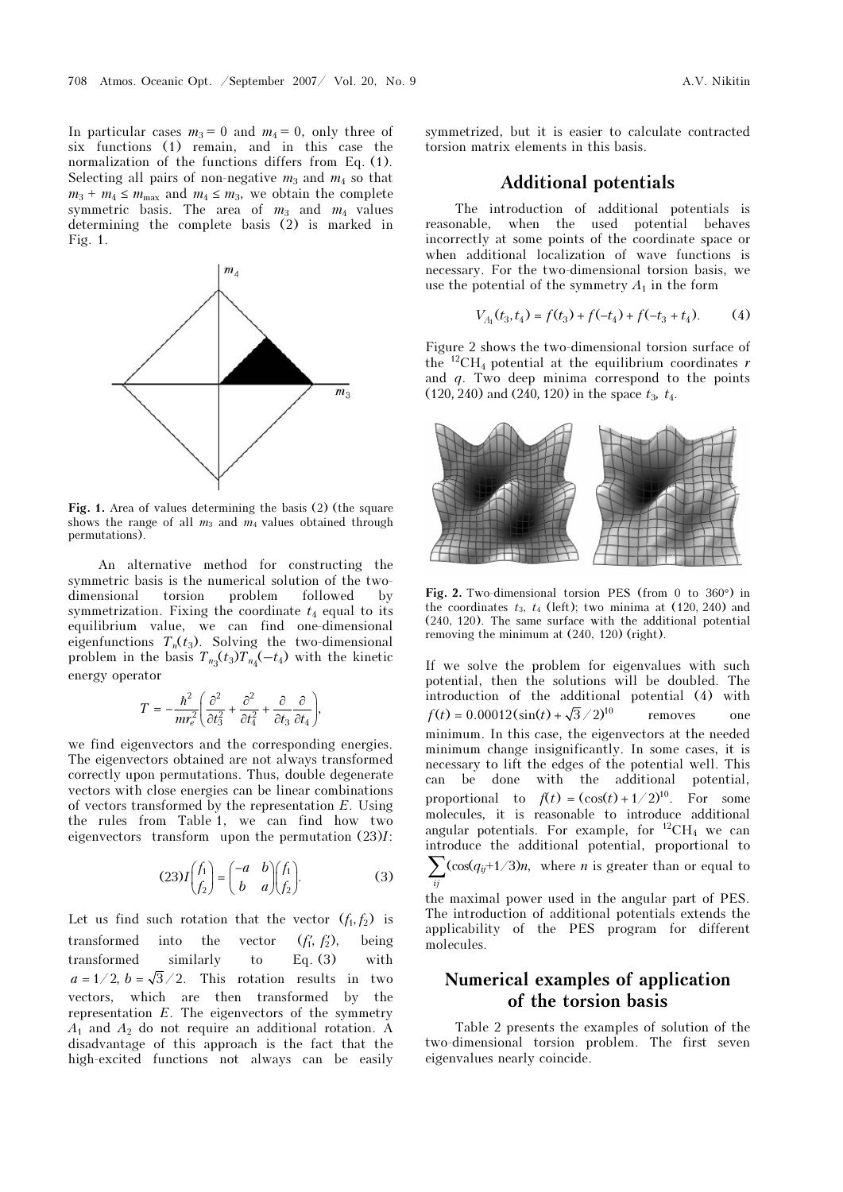In particular cases $m_3 = 0$ and $m_4 = 0$, only three of six functions (1) remain, and in this case the normalization of the functions differs from Eq. (1). Selecting all pairs of non-negative $m_3$ and $m_4$ so that $m_3 + m_4 \le m_{max}$ and $m_4 \le m_3$, we obtain the complete symmetric basis. The area of $m_3$ and $m_4$ values determining the complete basis (2) is marked in Fig. 1.

**Fig. 1.** Area of values determining the basis (2) (the square shows the range of all $m_3$ and $m_4$ values obtained through permutations).

An alternative method for constructing the symmetric basis is the numerical solution of the two-dimensional torsion problem followed by symmetrization. Fixing the coordinate $t_4$ equal to its equilibrium value, we can find one-dimensional eigenfunctions $T_n(t_3)$. Solving the two-dimensional problem in the basis $T_{n_3}(t_3)T_{n_4}(-t_4)$ with the kinetic energy operator

$$T = -\frac{\hbar^2}{mr_e^2}\left(\frac{\partial^2}{\partial t_3^2} + \frac{\partial^2}{\partial t_4^2} + \frac{\partial}{\partial t_3}\frac{\partial}{\partial t_4}\right),$$

we find eigenvectors and the corresponding energies. The eigenvectors obtained are not always transformed correctly upon permutations. Thus, double degenerate vectors with close energies can be linear combinations of vectors transformed by the representation $E$. Using the rules from Table 1, we can find how two eigenvectors transform upon the permutation $(23)I$:

$$(23)I\begin{pmatrix} f_1 \\ f_2 \end{pmatrix} = \begin{pmatrix} -a & b \\ b & a \end{pmatrix}\begin{pmatrix} f_1 \\ f_2 \end{pmatrix}. \qquad (3)$$

Let us find such rotation that the vector $(f_1, f_2)$ is transformed into the vector $(f_1', f_2')$, being transformed similarly to Eq. (3) with $a = 1/2$, $b = \sqrt{3}/2$. This rotation results in two vectors, which are then transformed by the representation $E$. The eigenvectors of the symmetry $A_1$ and $A_2$ do not require an additional rotation. A disadvantage of this approach is the fact that the high-excited functions not always can be easily symmetrized, but it is easier to calculate contracted torsion matrix elements in this basis.

## Additional potentials

The introduction of additional potentials is reasonable, when the used potential behaves incorrectly at some points of the coordinate space or when additional localization of wave functions is necessary. For the two-dimensional torsion basis, we use the potential of the symmetry $A_1$ in the form

$$V_{A_1}(t_3, t_4) = f(t_3) + f(-t_4) + f(-t_3 + t_4). \qquad (4)$$

Figure 2 shows the two-dimensional torsion surface of the $^{12}CH_4$ potential at the equilibrium coordinates $r$ and $q$. Two deep minima correspond to the points (120, 240) and (240, 120) in the space $t_3$, $t_4$.

**Fig. 2.** Two-dimensional torsion PES (from 0 to 360°) in the coordinates $t_3$, $t_4$ (left); two minima at (120, 240) and (240, 120). The same surface with the additional potential removing the minimum at (240, 120) (right).

If we solve the problem for eigenvalues with such potential, then the solutions will be doubled. The introduction of the additional potential (4) with $f(t) = 0.00012(\sin(t) + \sqrt{3}/2)^{10}$ removes one minimum. In this case, the eigenvectors at the needed minimum change insignificantly. In some cases, it is necessary to lift the edges of the potential well. This can be done with the additional potential, proportional to $f(t) = (\cos(t) + 1/2)^{10}$. For some molecules, it is reasonable to introduce additional angular potentials. For example, for $^{12}CH_4$ we can introduce the additional potential, proportional to $\sum_{ij}(\cos(q_{ij}+1/3)n$, where $n$ is greater than or equal to the maximal power used in the angular part of PES. The introduction of additional potentials extends the applicability of the PES program for different molecules.

## Numerical examples of application of the torsion basis

Table 2 presents the examples of solution of the two-dimensional torsion problem. The first seven eigenvalues nearly coincide.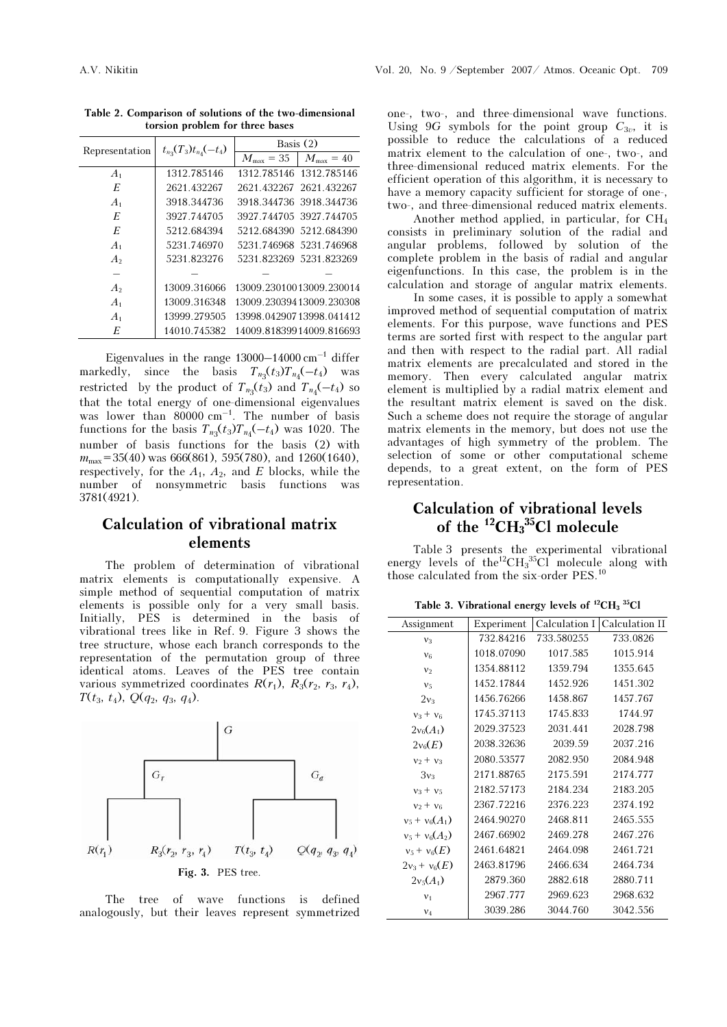**Table 2. Comparison of solutions of the two-dimensional torsion problem for three bases**

| Representation | $t_{n_3}(T_3)t_{n_4}(-t_4)$ | Basis (2) | |
|---|---|---|---|
| | | $M_{\max} = 35$ | $M_{\max} = 40$ |
| $A_1$ | 1312.785146 | 1312.785146 | 1312.785146 |
| $E$ | 2621.432267 | 2621.432267 | 2621.432267 |
| $A_1$ | 3918.344736 | 3918.344736 | 3918.344736 |
| $E$ | 3927.744705 | 3927.744705 | 3927.744705 |
| $E$ | 5212.684394 | 5212.684390 | 5212.684390 |
| $A_1$ | 5231.746970 | 5231.746968 | 5231.746968 |
| $A_2$ | 5231.823276 | 5231.823269 | 5231.823269 |
| – | – | – | – |
| $A_2$ | 13009.316066 | 13009.230100 | 13009.230014 |
| $A_1$ | 13009.316348 | 13009.230394 | 13009.230308 |
| $A_1$ | 13999.279505 | 13998.042907 | 13998.041412 |
| $E$ | 14010.745382 | 14009.818399 | 14009.816693 |

Eigenvalues in the range 13000–14000 cm$^{-1}$ differ markedly, since the basis $T_{n_3}(t_3)T_{n_4}(-t_4)$ was restricted by the product of $T_{n_3}(t_3)$ and $T_{n_4}(-t_4)$ so that the total energy of one-dimensional eigenvalues was lower than 80000 cm$^{-1}$. The number of basis functions for the basis $T_{n_3}(t_3)T_{n_4}(-t_4)$ was 1020. The number of basis functions for the basis (2) with $m_{\max}$ = 35(40) was 666(861), 595(780), and 1260(1640), respectively, for the $A_1$, $A_2$, and $E$ blocks, while the number of nonsymmetric basis functions was 3781(4921).

## Calculation of vibrational matrix elements

The problem of determination of vibrational matrix elements is computationally expensive. A simple method of sequential computation of matrix elements is possible only for a very small basis. Initially, PES is determined in the basis of vibrational trees like in Ref. 9. Figure 3 shows the tree structure, whose each branch corresponds to the representation of the permutation group of three identical atoms. Leaves of the PES tree contain various symmetrized coordinates $R(r_1)$, $R_3(r_2, r_3, r_4)$, $T(t_3, t_4)$, $Q(q_2, q_3, q_4)$.

**Fig. 3.** PES tree.

The tree of wave functions is defined analogously, but their leaves represent symmetrized one-, two-, and three-dimensional wave functions. Using 9*G* symbols for the point group $C_{3v}$, it is possible to reduce the calculations of a reduced matrix element to the calculation of one-, two-, and three-dimensional reduced matrix elements. For the efficient operation of this algorithm, it is necessary to have a memory capacity sufficient for storage of one-, two-, and three-dimensional reduced matrix elements.

Another method applied, in particular, for $CH_4$ consists in preliminary solution of the radial and angular problems, followed by solution of the complete problem in the basis of radial and angular eigenfunctions. In this case, the problem is in the calculation and storage of angular matrix elements.

In some cases, it is possible to apply a somewhat improved method of sequential computation of matrix elements. For this purpose, wave functions and PES terms are sorted first with respect to the angular part and then with respect to the radial part. All radial matrix elements are precalculated and stored in the memory. Then every calculated angular matrix element is multiplied by a radial matrix element and the resultant matrix element is saved on the disk. Such a scheme does not require the storage of angular matrix elements in the memory, but does not use the advantages of high symmetry of the problem. The selection of some or other computational scheme depends, to a great extent, on the form of PES representation.

## Calculation of vibrational levels of the $^{12}CH_3{}^{35}Cl$ molecule

Table 3 presents the experimental vibrational energy levels of the $^{12}CH_3{}^{35}Cl$ molecule along with those calculated from the six-order PES.[10]

**Table 3. Vibrational energy levels of $^{12}CH_3{}^{35}Cl$**

| Assignment | Experiment | Calculation I | Calculation II |
|---|---|---|---|
| $\nu_3$ | 732.84216 | 733.580255 | 733.0826 |
| $\nu_6$ | 1018.07090 | 1017.585 | 1015.914 |
| $\nu_2$ | 1354.88112 | 1359.794 | 1355.645 |
| $\nu_5$ | 1452.17844 | 1452.926 | 1451.302 |
| $2\nu_3$ | 1456.76266 | 1458.867 | 1457.767 |
| $\nu_3 + \nu_6$ | 1745.37113 | 1745.833 | 1744.97 |
| $2\nu_6(A_1)$ | 2029.37523 | 2031.441 | 2028.798 |
| $2\nu_6(E)$ | 2038.32636 | 2039.59 | 2037.216 |
| $\nu_2 + \nu_3$ | 2080.53577 | 2082.950 | 2084.948 |
| $3\nu_3$ | 2171.88765 | 2175.591 | 2174.777 |
| $\nu_3 + \nu_5$ | 2182.57173 | 2184.234 | 2183.205 |
| $\nu_2 + \nu_6$ | 2367.72216 | 2376.223 | 2374.192 |
| $\nu_5 + \nu_6(A_1)$ | 2464.90270 | 2468.811 | 2465.555 |
| $\nu_5 + \nu_6(A_2)$ | 2467.66902 | 2469.278 | 2467.276 |
| $\nu_5 + \nu_6(E)$ | 2461.64821 | 2464.098 | 2461.721 |
| $2\nu_3 + \nu_6(E)$ | 2463.81796 | 2466.634 | 2464.734 |
| $2\nu_5(A_1)$ | 2879.360 | 2882.618 | 2880.711 |
| $\nu_1$ | 2967.777 | 2969.623 | 2968.632 |
| $\nu_4$ | 3039.286 | 3044.760 | 3042.556 |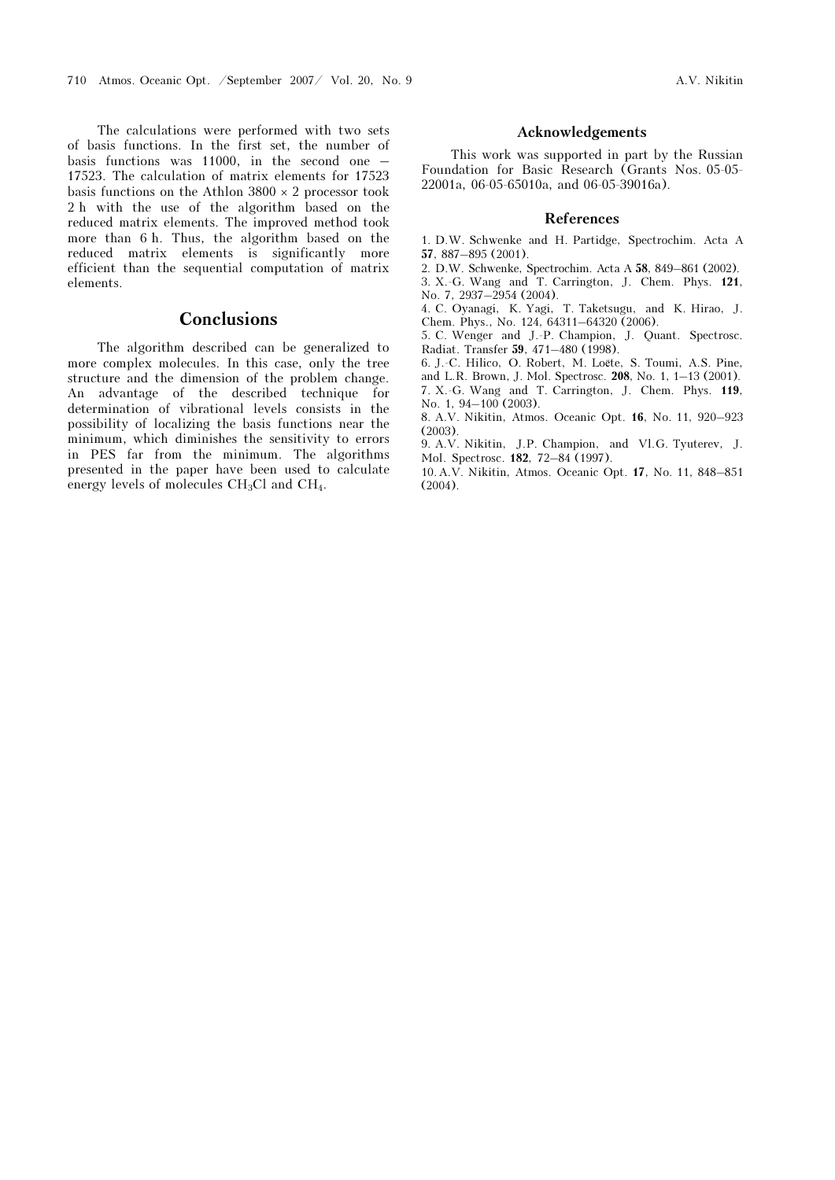The calculations were performed with two sets of basis functions. In the first set, the number of basis functions was 11000, in the second one – 17523. The calculation of matrix elements for 17523 basis functions on the Athlon 3800 × 2 processor took 2 h with the use of the algorithm based on the reduced matrix elements. The improved method took more than 6 h. Thus, the algorithm based on the reduced matrix elements is significantly more efficient than the sequential computation of matrix elements.

## Conclusions

The algorithm described can be generalized to more complex molecules. In this case, only the tree structure and the dimension of the problem change. An advantage of the described technique for determination of vibrational levels consists in the possibility of localizing the basis functions near the minimum, which diminishes the sensitivity to errors in PES far from the minimum. The algorithms presented in the paper have been used to calculate energy levels of molecules $CH_3Cl$ and $CH_4$.

### Acknowledgements

This work was supported in part by the Russian Foundation for Basic Research (Grants Nos. 05-05-22001a, 06-05-65010a, and 06-05-39016a).

### References

1. D.W. Schwenke and H. Partidge, Spectrochim. Acta A **57**, 887–895 (2001).
2. D.W. Schwenke, Spectrochim. Acta A **58**, 849–861 (2002).
3. X.-G. Wang and T. Carrington, J. Chem. Phys. **121**, No. 7, 2937–2954 (2004).
4. C. Oyanagi, K. Yagi, T. Taketsugu, and K. Hirao, J. Chem. Phys., No. 124, 64311–64320 (2006).
5. C. Wenger and J.-P. Champion, J. Quant. Spectrosc. Radiat. Transfer **59**, 471–480 (1998).
6. J.-C. Hilico, O. Robert, M. Loëte, S. Toumi, A.S. Pine, and L.R. Brown, J. Mol. Spectrosc. **208**, No. 1, 1–13 (2001).
7. X.-G. Wang and T. Carrington, J. Chem. Phys. **119**, No. 1, 94–100 (2003).
8. A.V. Nikitin, Atmos. Oceanic Opt. **16**, No. 11, 920–923 (2003).
9. A.V. Nikitin, J.P. Champion, and Vl.G. Tyuterev, J. Mol. Spectrosc. **182**, 72–84 (1997).
10. A.V. Nikitin, Atmos. Oceanic Opt. **17**, No. 11, 848–851 (2004).